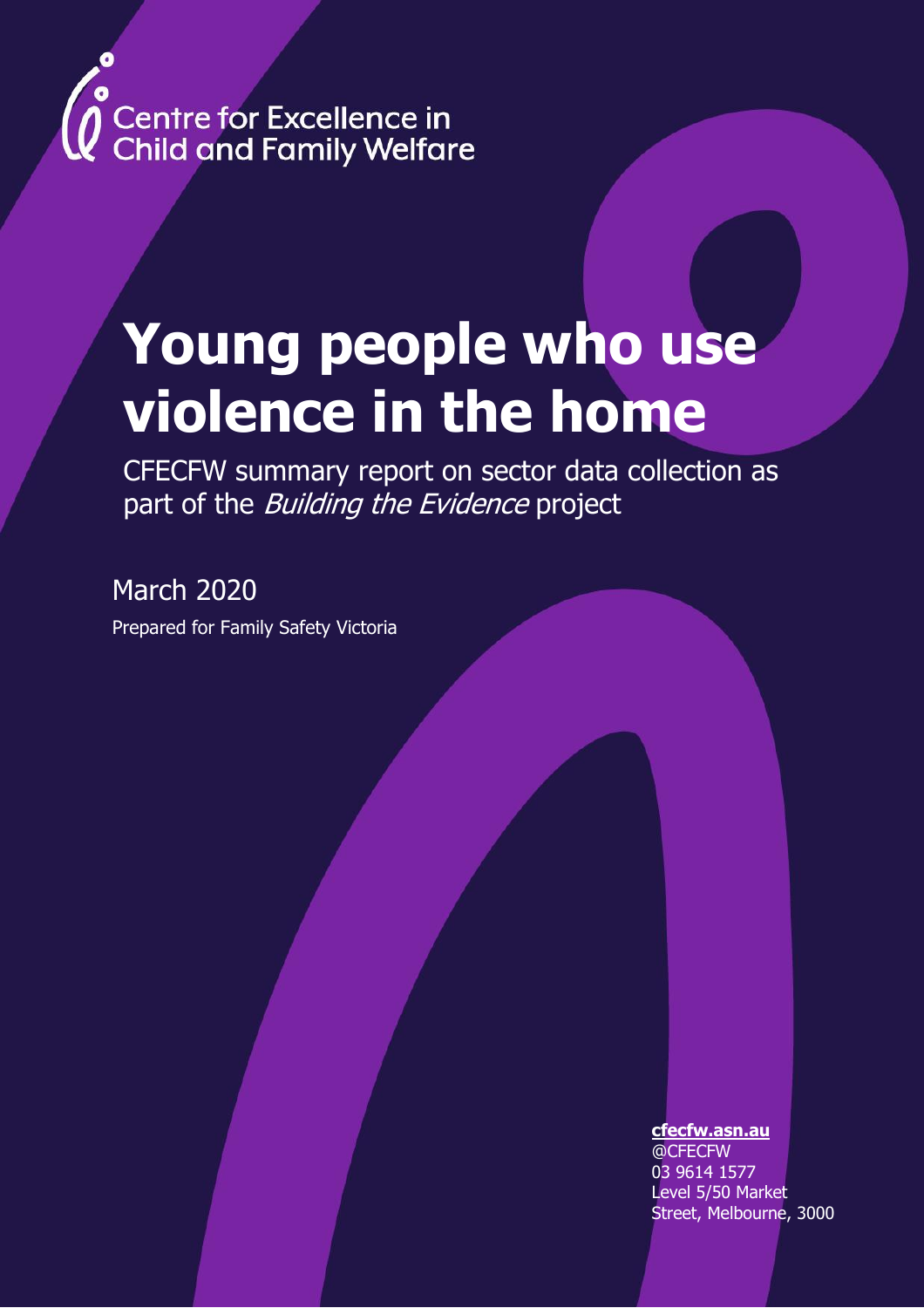Centre for Excellence in Child and Family Welfare

# Young people who use violence in the home

CFECFW summary report on sector data collection as part of the *Building the Evidence* project

March 2020

Prepared for Family Safety Victoria

**cfecfw.asn.au**
@CFECFW
03 9614 1577
Level 5/50 Market Street, Melbourne, 3000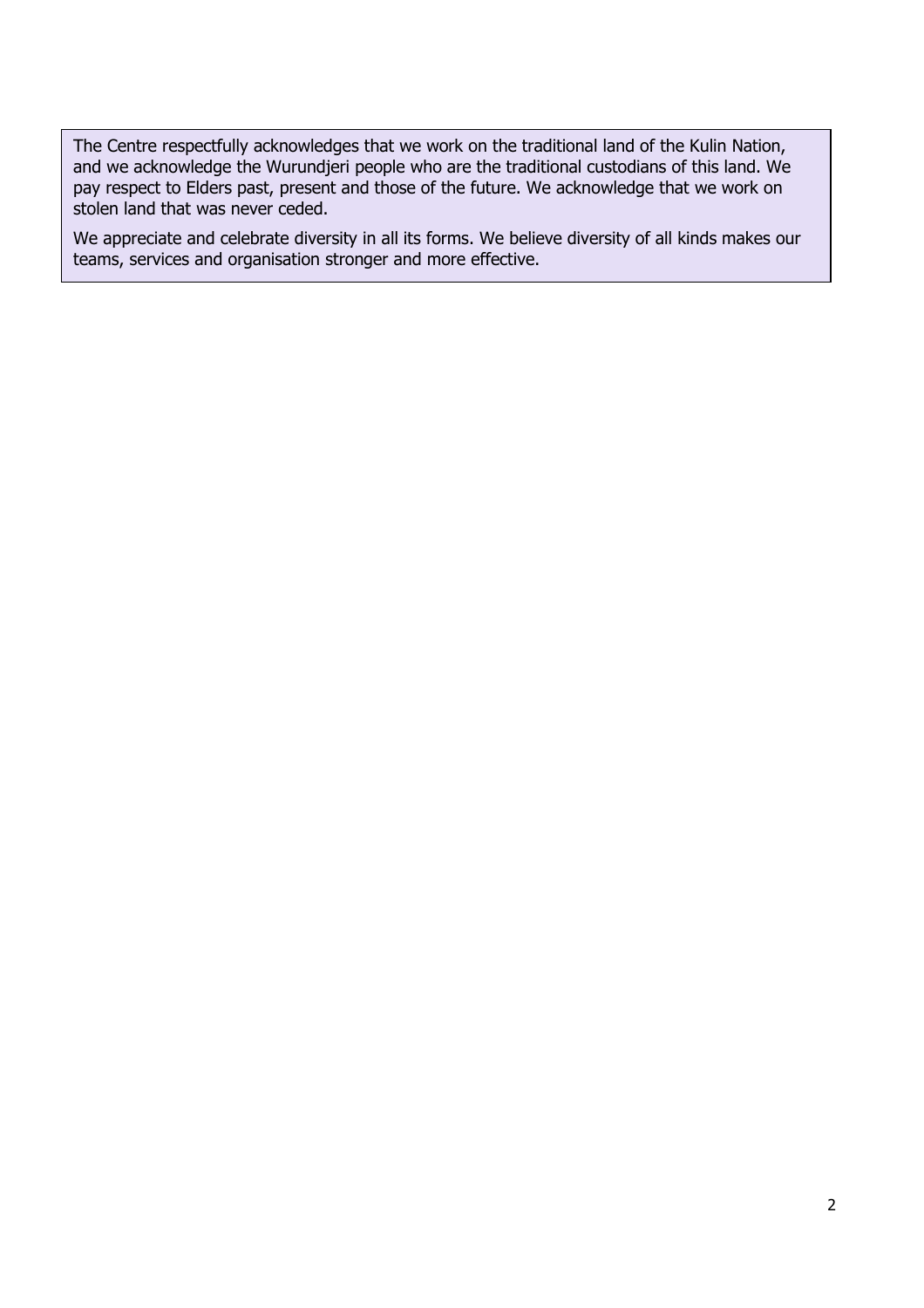The Centre respectfully acknowledges that we work on the traditional land of the Kulin Nation, and we acknowledge the Wurundjeri people who are the traditional custodians of this land. We pay respect to Elders past, present and those of the future. We acknowledge that we work on stolen land that was never ceded.

We appreciate and celebrate diversity in all its forms. We believe diversity of all kinds makes our teams, services and organisation stronger and more effective.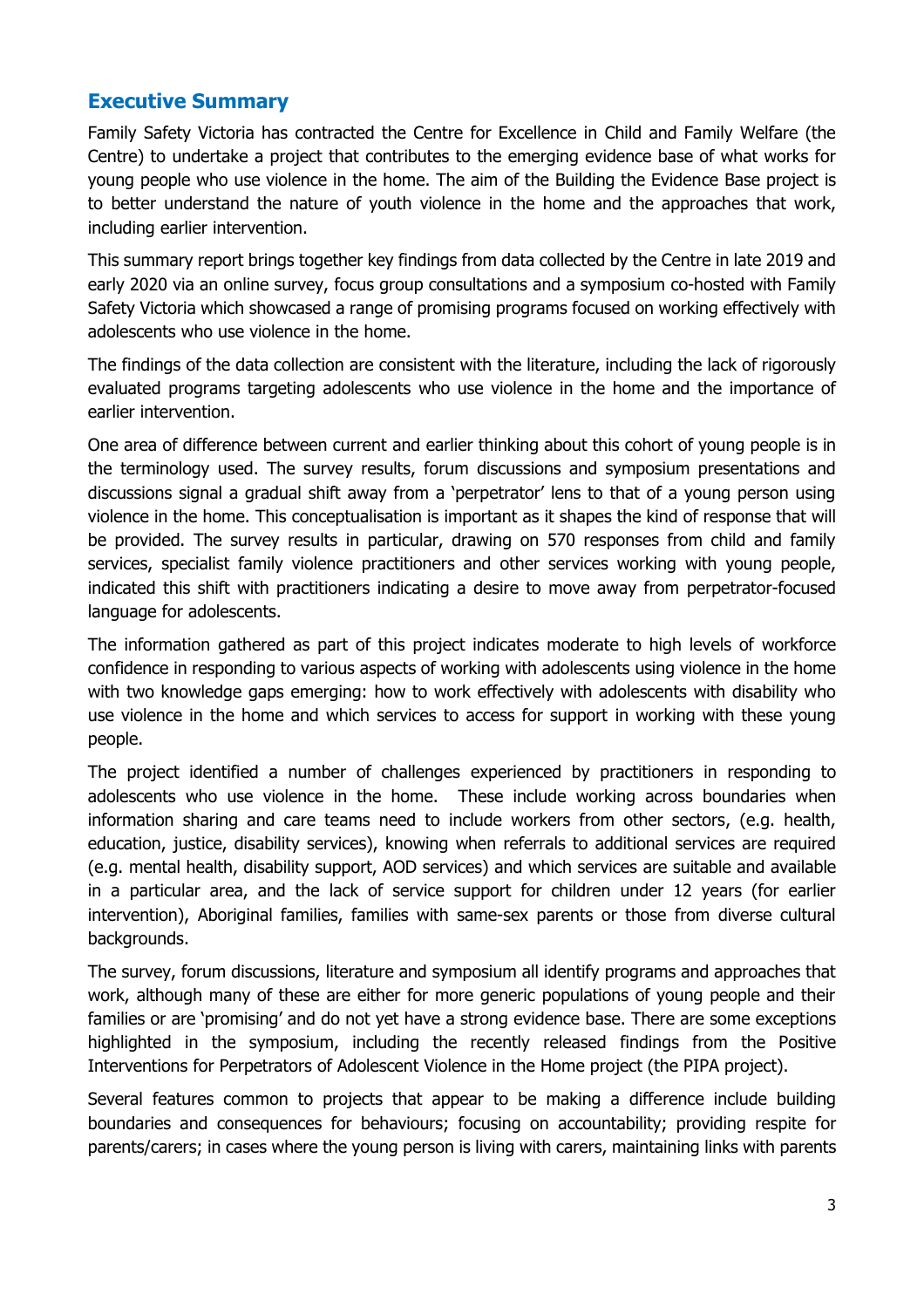## Executive Summary

Family Safety Victoria has contracted the Centre for Excellence in Child and Family Welfare (the Centre) to undertake a project that contributes to the emerging evidence base of what works for young people who use violence in the home. The aim of the Building the Evidence Base project is to better understand the nature of youth violence in the home and the approaches that work, including earlier intervention.

This summary report brings together key findings from data collected by the Centre in late 2019 and early 2020 via an online survey, focus group consultations and a symposium co-hosted with Family Safety Victoria which showcased a range of promising programs focused on working effectively with adolescents who use violence in the home.

The findings of the data collection are consistent with the literature, including the lack of rigorously evaluated programs targeting adolescents who use violence in the home and the importance of earlier intervention.

One area of difference between current and earlier thinking about this cohort of young people is in the terminology used. The survey results, forum discussions and symposium presentations and discussions signal a gradual shift away from a 'perpetrator' lens to that of a young person using violence in the home. This conceptualisation is important as it shapes the kind of response that will be provided. The survey results in particular, drawing on 570 responses from child and family services, specialist family violence practitioners and other services working with young people, indicated this shift with practitioners indicating a desire to move away from perpetrator-focused language for adolescents.

The information gathered as part of this project indicates moderate to high levels of workforce confidence in responding to various aspects of working with adolescents using violence in the home with two knowledge gaps emerging: how to work effectively with adolescents with disability who use violence in the home and which services to access for support in working with these young people.

The project identified a number of challenges experienced by practitioners in responding to adolescents who use violence in the home. These include working across boundaries when information sharing and care teams need to include workers from other sectors, (e.g. health, education, justice, disability services), knowing when referrals to additional services are required (e.g. mental health, disability support, AOD services) and which services are suitable and available in a particular area, and the lack of service support for children under 12 years (for earlier intervention), Aboriginal families, families with same-sex parents or those from diverse cultural backgrounds.

The survey, forum discussions, literature and symposium all identify programs and approaches that work, although many of these are either for more generic populations of young people and their families or are 'promising' and do not yet have a strong evidence base. There are some exceptions highlighted in the symposium, including the recently released findings from the Positive Interventions for Perpetrators of Adolescent Violence in the Home project (the PIPA project).

Several features common to projects that appear to be making a difference include building boundaries and consequences for behaviours; focusing on accountability; providing respite for parents/carers; in cases where the young person is living with carers, maintaining links with parents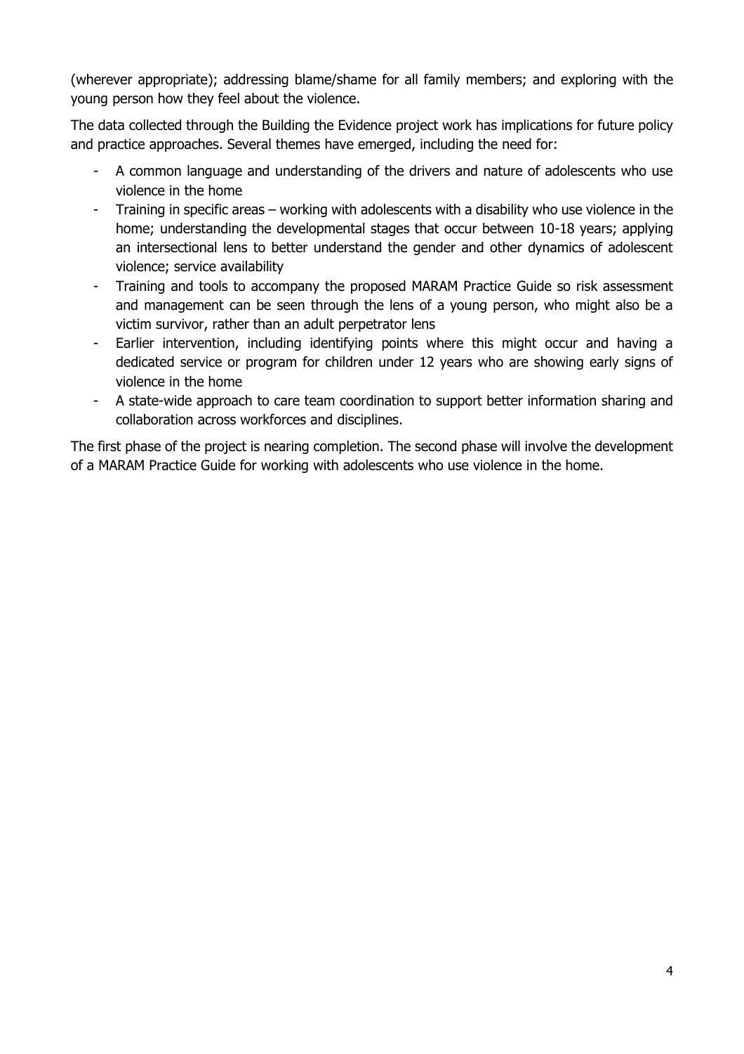(wherever appropriate); addressing blame/shame for all family members; and exploring with the young person how they feel about the violence.

The data collected through the Building the Evidence project work has implications for future policy and practice approaches. Several themes have emerged, including the need for:

- A common language and understanding of the drivers and nature of adolescents who use violence in the home
- Training in specific areas – working with adolescents with a disability who use violence in the home; understanding the developmental stages that occur between 10-18 years; applying an intersectional lens to better understand the gender and other dynamics of adolescent violence; service availability
- Training and tools to accompany the proposed MARAM Practice Guide so risk assessment and management can be seen through the lens of a young person, who might also be a victim survivor, rather than an adult perpetrator lens
- Earlier intervention, including identifying points where this might occur and having a dedicated service or program for children under 12 years who are showing early signs of violence in the home
- A state-wide approach to care team coordination to support better information sharing and collaboration across workforces and disciplines.

The first phase of the project is nearing completion. The second phase will involve the development of a MARAM Practice Guide for working with adolescents who use violence in the home.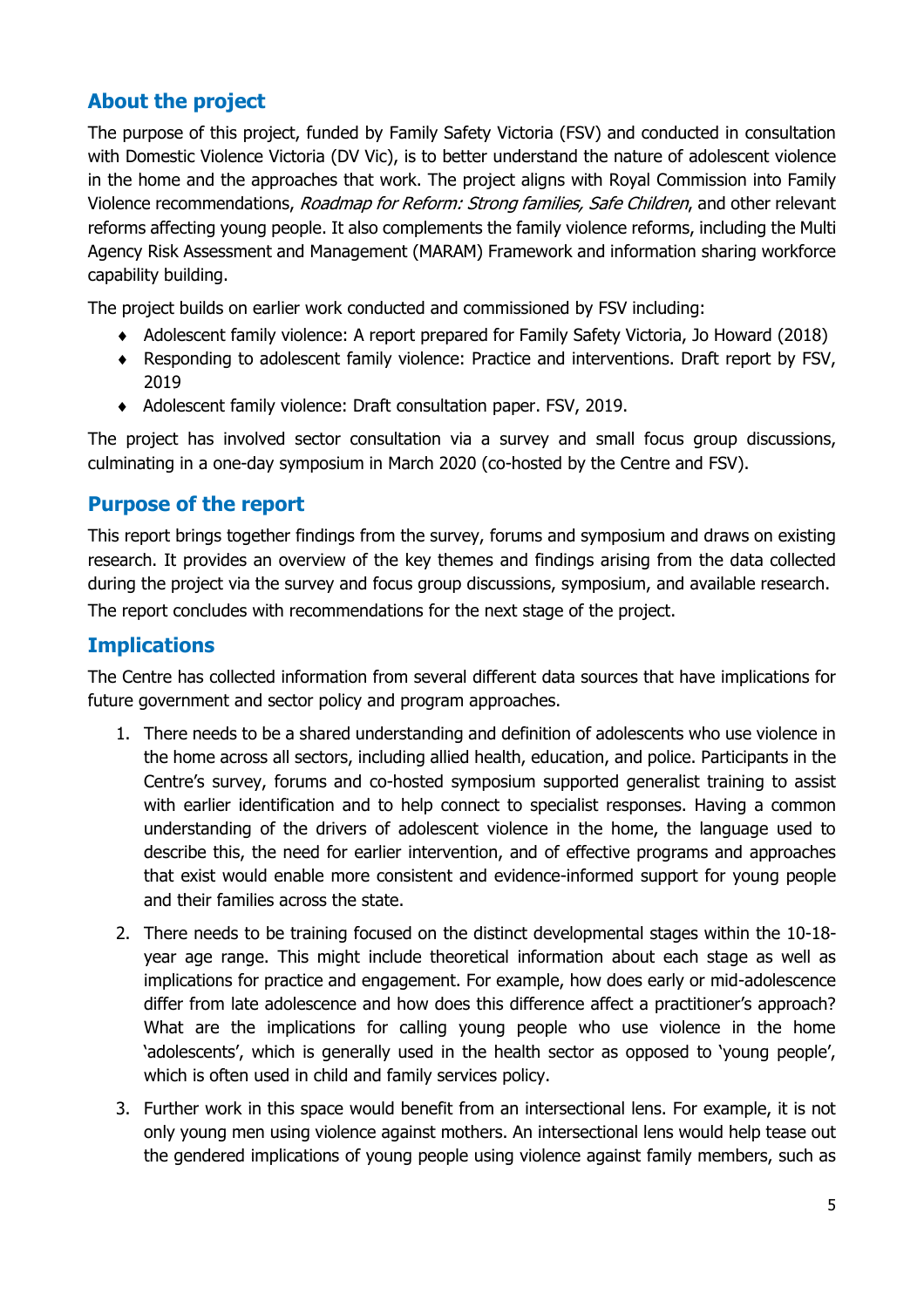## About the project

The purpose of this project, funded by Family Safety Victoria (FSV) and conducted in consultation with Domestic Violence Victoria (DV Vic), is to better understand the nature of adolescent violence in the home and the approaches that work. The project aligns with Royal Commission into Family Violence recommendations, *Roadmap for Reform: Strong families, Safe Children*, and other relevant reforms affecting young people. It also complements the family violence reforms, including the Multi Agency Risk Assessment and Management (MARAM) Framework and information sharing workforce capability building.

The project builds on earlier work conducted and commissioned by FSV including:

- Adolescent family violence: A report prepared for Family Safety Victoria, Jo Howard (2018)
- Responding to adolescent family violence: Practice and interventions. Draft report by FSV, 2019
- Adolescent family violence: Draft consultation paper. FSV, 2019.

The project has involved sector consultation via a survey and small focus group discussions, culminating in a one-day symposium in March 2020 (co-hosted by the Centre and FSV).

## Purpose of the report

This report brings together findings from the survey, forums and symposium and draws on existing research. It provides an overview of the key themes and findings arising from the data collected during the project via the survey and focus group discussions, symposium, and available research. The report concludes with recommendations for the next stage of the project.

## Implications

The Centre has collected information from several different data sources that have implications for future government and sector policy and program approaches.

1. There needs to be a shared understanding and definition of adolescents who use violence in the home across all sectors, including allied health, education, and police. Participants in the Centre's survey, forums and co-hosted symposium supported generalist training to assist with earlier identification and to help connect to specialist responses. Having a common understanding of the drivers of adolescent violence in the home, the language used to describe this, the need for earlier intervention, and of effective programs and approaches that exist would enable more consistent and evidence-informed support for young people and their families across the state.

2. There needs to be training focused on the distinct developmental stages within the 10-18-year age range. This might include theoretical information about each stage as well as implications for practice and engagement. For example, how does early or mid-adolescence differ from late adolescence and how does this difference affect a practitioner's approach? What are the implications for calling young people who use violence in the home 'adolescents', which is generally used in the health sector as opposed to 'young people', which is often used in child and family services policy.

3. Further work in this space would benefit from an intersectional lens. For example, it is not only young men using violence against mothers. An intersectional lens would help tease out the gendered implications of young people using violence against family members, such as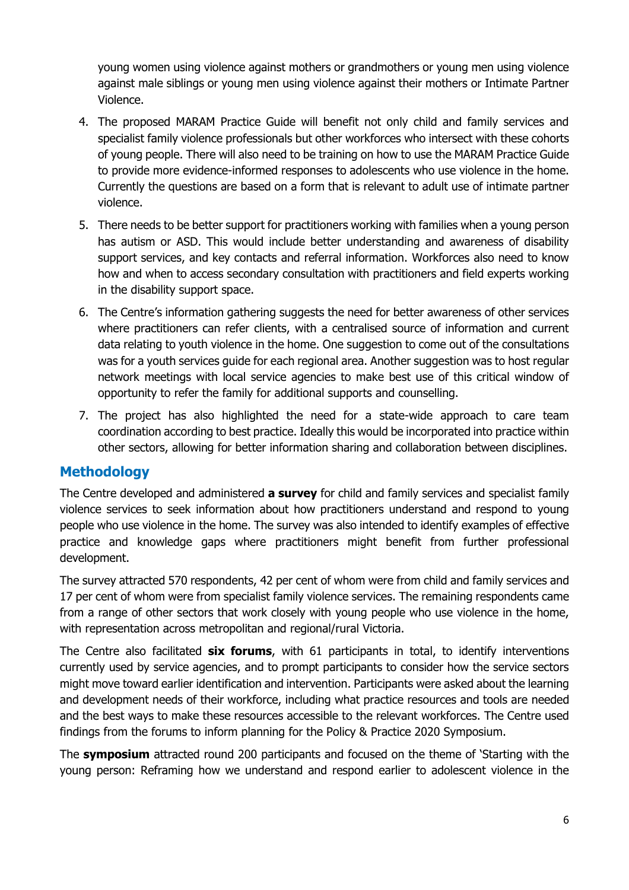young women using violence against mothers or grandmothers or young men using violence against male siblings or young men using violence against their mothers or Intimate Partner Violence.

4. The proposed MARAM Practice Guide will benefit not only child and family services and specialist family violence professionals but other workforces who intersect with these cohorts of young people. There will also need to be training on how to use the MARAM Practice Guide to provide more evidence-informed responses to adolescents who use violence in the home. Currently the questions are based on a form that is relevant to adult use of intimate partner violence.
5. There needs to be better support for practitioners working with families when a young person has autism or ASD. This would include better understanding and awareness of disability support services, and key contacts and referral information. Workforces also need to know how and when to access secondary consultation with practitioners and field experts working in the disability support space.
6. The Centre's information gathering suggests the need for better awareness of other services where practitioners can refer clients, with a centralised source of information and current data relating to youth violence in the home. One suggestion to come out of the consultations was for a youth services guide for each regional area. Another suggestion was to host regular network meetings with local service agencies to make best use of this critical window of opportunity to refer the family for additional supports and counselling.
7. The project has also highlighted the need for a state-wide approach to care team coordination according to best practice. Ideally this would be incorporated into practice within other sectors, allowing for better information sharing and collaboration between disciplines.

## Methodology

The Centre developed and administered **a survey** for child and family services and specialist family violence services to seek information about how practitioners understand and respond to young people who use violence in the home. The survey was also intended to identify examples of effective practice and knowledge gaps where practitioners might benefit from further professional development.

The survey attracted 570 respondents, 42 per cent of whom were from child and family services and 17 per cent of whom were from specialist family violence services. The remaining respondents came from a range of other sectors that work closely with young people who use violence in the home, with representation across metropolitan and regional/rural Victoria.

The Centre also facilitated **six forums**, with 61 participants in total, to identify interventions currently used by service agencies, and to prompt participants to consider how the service sectors might move toward earlier identification and intervention. Participants were asked about the learning and development needs of their workforce, including what practice resources and tools are needed and the best ways to make these resources accessible to the relevant workforces. The Centre used findings from the forums to inform planning for the Policy & Practice 2020 Symposium.

The **symposium** attracted round 200 participants and focused on the theme of 'Starting with the young person: Reframing how we understand and respond earlier to adolescent violence in the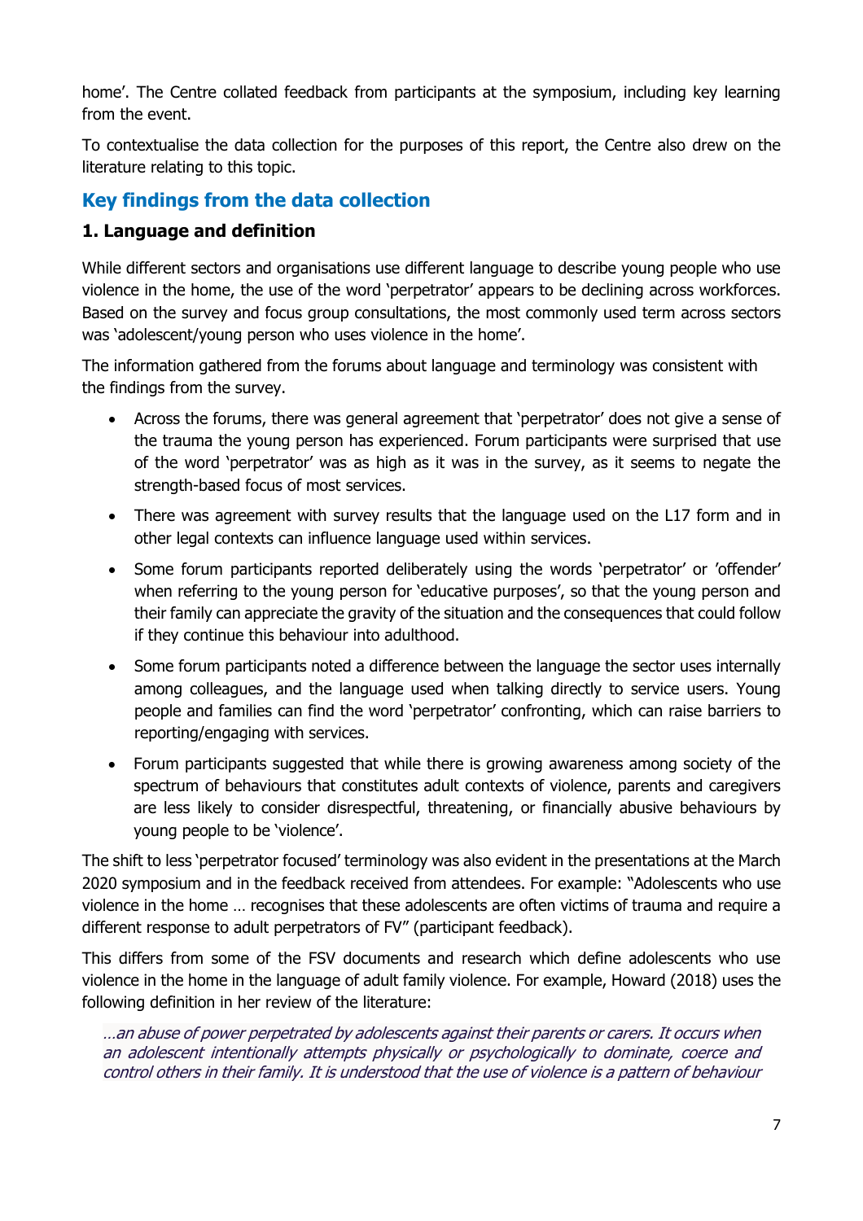home'. The Centre collated feedback from participants at the symposium, including key learning from the event.

To contextualise the data collection for the purposes of this report, the Centre also drew on the literature relating to this topic.

## Key findings from the data collection

### 1. Language and definition

While different sectors and organisations use different language to describe young people who use violence in the home, the use of the word 'perpetrator' appears to be declining across workforces. Based on the survey and focus group consultations, the most commonly used term across sectors was 'adolescent/young person who uses violence in the home'.

The information gathered from the forums about language and terminology was consistent with the findings from the survey.

- Across the forums, there was general agreement that 'perpetrator' does not give a sense of the trauma the young person has experienced. Forum participants were surprised that use of the word 'perpetrator' was as high as it was in the survey, as it seems to negate the strength-based focus of most services.
- There was agreement with survey results that the language used on the L17 form and in other legal contexts can influence language used within services.
- Some forum participants reported deliberately using the words 'perpetrator' or 'offender' when referring to the young person for 'educative purposes', so that the young person and their family can appreciate the gravity of the situation and the consequences that could follow if they continue this behaviour into adulthood.
- Some forum participants noted a difference between the language the sector uses internally among colleagues, and the language used when talking directly to service users. Young people and families can find the word 'perpetrator' confronting, which can raise barriers to reporting/engaging with services.
- Forum participants suggested that while there is growing awareness among society of the spectrum of behaviours that constitutes adult contexts of violence, parents and caregivers are less likely to consider disrespectful, threatening, or financially abusive behaviours by young people to be 'violence'.

The shift to less 'perpetrator focused' terminology was also evident in the presentations at the March 2020 symposium and in the feedback received from attendees. For example: "Adolescents who use violence in the home … recognises that these adolescents are often victims of trauma and require a different response to adult perpetrators of FV" (participant feedback).

This differs from some of the FSV documents and research which define adolescents who use violence in the home in the language of adult family violence. For example, Howard (2018) uses the following definition in her review of the literature:

> *…an abuse of power perpetrated by adolescents against their parents or carers. It occurs when an adolescent intentionally attempts physically or psychologically to dominate, coerce and control others in their family. It is understood that the use of violence is a pattern of behaviour*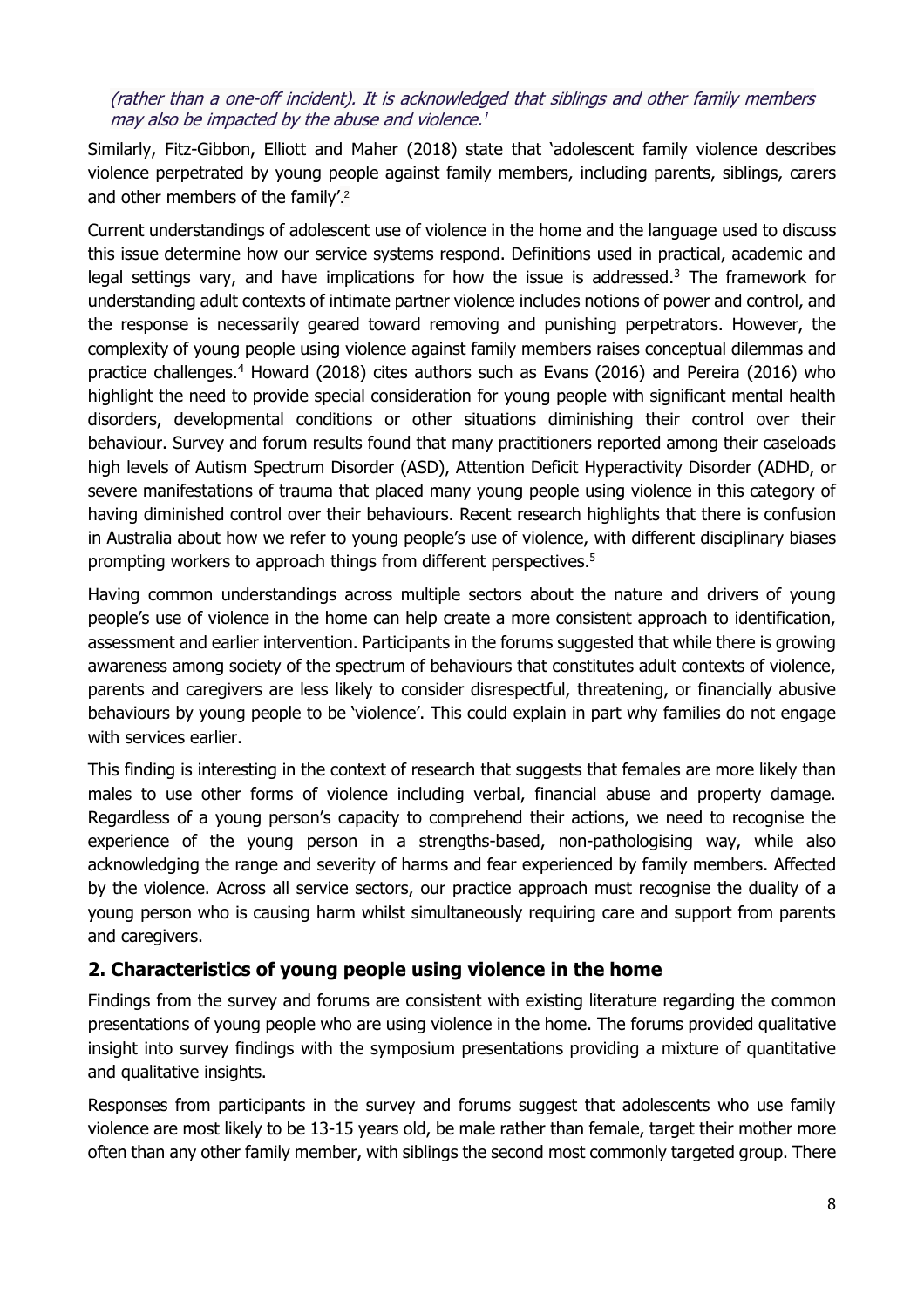*(rather than a one-off incident). It is acknowledged that siblings and other family members may also be impacted by the abuse and violence.*[1]

Similarly, Fitz-Gibbon, Elliott and Maher (2018) state that 'adolescent family violence describes violence perpetrated by young people against family members, including parents, siblings, carers and other members of the family'.[2]

Current understandings of adolescent use of violence in the home and the language used to discuss this issue determine how our service systems respond. Definitions used in practical, academic and legal settings vary, and have implications for how the issue is addressed.[3] The framework for understanding adult contexts of intimate partner violence includes notions of power and control, and the response is necessarily geared toward removing and punishing perpetrators. However, the complexity of young people using violence against family members raises conceptual dilemmas and practice challenges.[4] Howard (2018) cites authors such as Evans (2016) and Pereira (2016) who highlight the need to provide special consideration for young people with significant mental health disorders, developmental conditions or other situations diminishing their control over their behaviour. Survey and forum results found that many practitioners reported among their caseloads high levels of Autism Spectrum Disorder (ASD), Attention Deficit Hyperactivity Disorder (ADHD, or severe manifestations of trauma that placed many young people using violence in this category of having diminished control over their behaviours. Recent research highlights that there is confusion in Australia about how we refer to young people's use of violence, with different disciplinary biases prompting workers to approach things from different perspectives.[5]

Having common understandings across multiple sectors about the nature and drivers of young people's use of violence in the home can help create a more consistent approach to identification, assessment and earlier intervention. Participants in the forums suggested that while there is growing awareness among society of the spectrum of behaviours that constitutes adult contexts of violence, parents and caregivers are less likely to consider disrespectful, threatening, or financially abusive behaviours by young people to be 'violence'. This could explain in part why families do not engage with services earlier.

This finding is interesting in the context of research that suggests that females are more likely than males to use other forms of violence including verbal, financial abuse and property damage. Regardless of a young person's capacity to comprehend their actions, we need to recognise the experience of the young person in a strengths-based, non-pathologising way, while also acknowledging the range and severity of harms and fear experienced by family members. Affected by the violence. Across all service sectors, our practice approach must recognise the duality of a young person who is causing harm whilst simultaneously requiring care and support from parents and caregivers.

## 2. Characteristics of young people using violence in the home

Findings from the survey and forums are consistent with existing literature regarding the common presentations of young people who are using violence in the home. The forums provided qualitative insight into survey findings with the symposium presentations providing a mixture of quantitative and qualitative insights.

Responses from participants in the survey and forums suggest that adolescents who use family violence are most likely to be 13-15 years old, be male rather than female, target their mother more often than any other family member, with siblings the second most commonly targeted group. There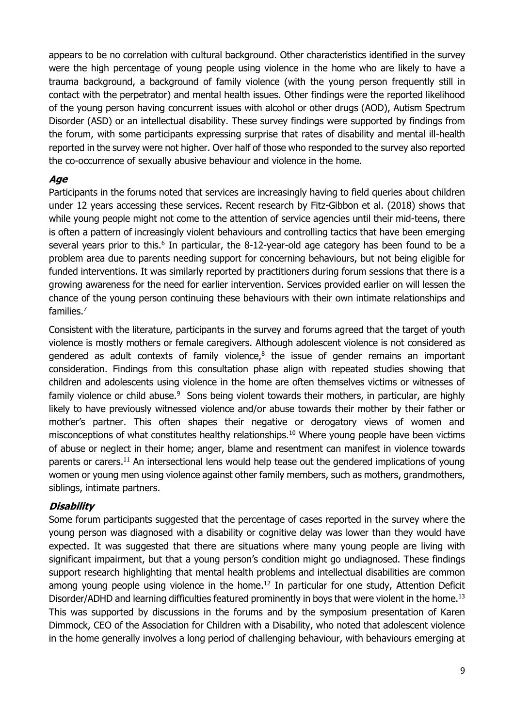appears to be no correlation with cultural background. Other characteristics identified in the survey were the high percentage of young people using violence in the home who are likely to have a trauma background, a background of family violence (with the young person frequently still in contact with the perpetrator) and mental health issues. Other findings were the reported likelihood of the young person having concurrent issues with alcohol or other drugs (AOD), Autism Spectrum Disorder (ASD) or an intellectual disability. These survey findings were supported by findings from the forum, with some participants expressing surprise that rates of disability and mental ill-health reported in the survey were not higher. Over half of those who responded to the survey also reported the co-occurrence of sexually abusive behaviour and violence in the home.

### *Age*

Participants in the forums noted that services are increasingly having to field queries about children under 12 years accessing these services. Recent research by Fitz-Gibbon et al. (2018) shows that while young people might not come to the attention of service agencies until their mid-teens, there is often a pattern of increasingly violent behaviours and controlling tactics that have been emerging several years prior to this.[6] In particular, the 8-12-year-old age category has been found to be a problem area due to parents needing support for concerning behaviours, but not being eligible for funded interventions. It was similarly reported by practitioners during forum sessions that there is a growing awareness for the need for earlier intervention. Services provided earlier on will lessen the chance of the young person continuing these behaviours with their own intimate relationships and families.[7]

Consistent with the literature, participants in the survey and forums agreed that the target of youth violence is mostly mothers or female caregivers. Although adolescent violence is not considered as gendered as adult contexts of family violence,[8] the issue of gender remains an important consideration. Findings from this consultation phase align with repeated studies showing that children and adolescents using violence in the home are often themselves victims or witnesses of family violence or child abuse.[9] Sons being violent towards their mothers, in particular, are highly likely to have previously witnessed violence and/or abuse towards their mother by their father or mother's partner. This often shapes their negative or derogatory views of women and misconceptions of what constitutes healthy relationships.[10] Where young people have been victims of abuse or neglect in their home; anger, blame and resentment can manifest in violence towards parents or carers.[11] An intersectional lens would help tease out the gendered implications of young women or young men using violence against other family members, such as mothers, grandmothers, siblings, intimate partners.

### *Disability*

Some forum participants suggested that the percentage of cases reported in the survey where the young person was diagnosed with a disability or cognitive delay was lower than they would have expected. It was suggested that there are situations where many young people are living with significant impairment, but that a young person's condition might go undiagnosed. These findings support research highlighting that mental health problems and intellectual disabilities are common among young people using violence in the home.[12] In particular for one study, Attention Deficit Disorder/ADHD and learning difficulties featured prominently in boys that were violent in the home.[13] This was supported by discussions in the forums and by the symposium presentation of Karen Dimmock, CEO of the Association for Children with a Disability, who noted that adolescent violence in the home generally involves a long period of challenging behaviour, with behaviours emerging at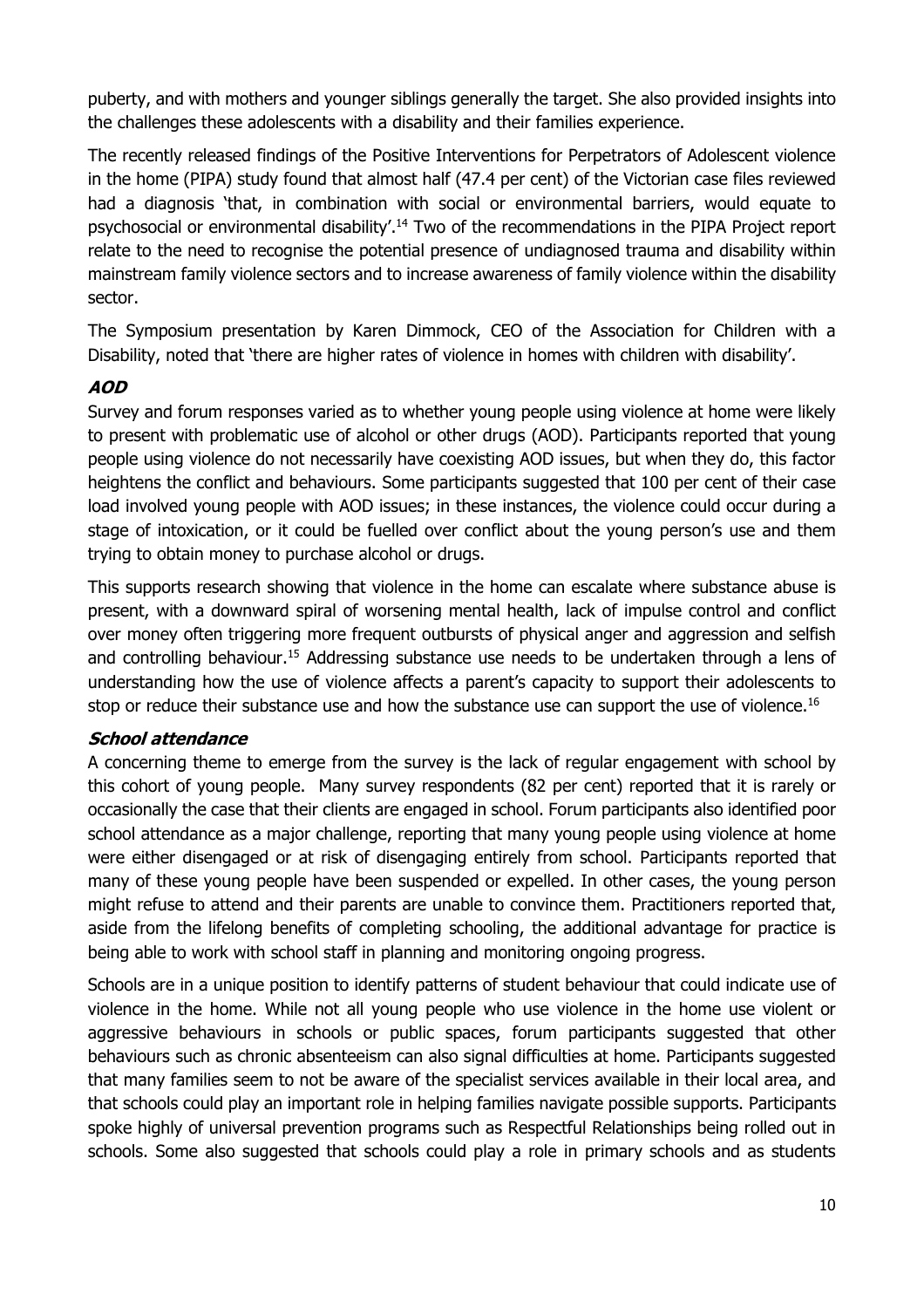puberty, and with mothers and younger siblings generally the target. She also provided insights into the challenges these adolescents with a disability and their families experience.

The recently released findings of the Positive Interventions for Perpetrators of Adolescent violence in the home (PIPA) study found that almost half (47.4 per cent) of the Victorian case files reviewed had a diagnosis 'that, in combination with social or environmental barriers, would equate to psychosocial or environmental disability'.[14] Two of the recommendations in the PIPA Project report relate to the need to recognise the potential presence of undiagnosed trauma and disability within mainstream family violence sectors and to increase awareness of family violence within the disability sector.

The Symposium presentation by Karen Dimmock, CEO of the Association for Children with a Disability, noted that 'there are higher rates of violence in homes with children with disability'.

#### *AOD*

Survey and forum responses varied as to whether young people using violence at home were likely to present with problematic use of alcohol or other drugs (AOD). Participants reported that young people using violence do not necessarily have coexisting AOD issues, but when they do, this factor heightens the conflict and behaviours. Some participants suggested that 100 per cent of their case load involved young people with AOD issues; in these instances, the violence could occur during a stage of intoxication, or it could be fuelled over conflict about the young person's use and them trying to obtain money to purchase alcohol or drugs.

This supports research showing that violence in the home can escalate where substance abuse is present, with a downward spiral of worsening mental health, lack of impulse control and conflict over money often triggering more frequent outbursts of physical anger and aggression and selfish and controlling behaviour.[15] Addressing substance use needs to be undertaken through a lens of understanding how the use of violence affects a parent's capacity to support their adolescents to stop or reduce their substance use and how the substance use can support the use of violence.[16]

#### *School attendance*

A concerning theme to emerge from the survey is the lack of regular engagement with school by this cohort of young people. Many survey respondents (82 per cent) reported that it is rarely or occasionally the case that their clients are engaged in school. Forum participants also identified poor school attendance as a major challenge, reporting that many young people using violence at home were either disengaged or at risk of disengaging entirely from school. Participants reported that many of these young people have been suspended or expelled. In other cases, the young person might refuse to attend and their parents are unable to convince them. Practitioners reported that, aside from the lifelong benefits of completing schooling, the additional advantage for practice is being able to work with school staff in planning and monitoring ongoing progress.

Schools are in a unique position to identify patterns of student behaviour that could indicate use of violence in the home. While not all young people who use violence in the home use violent or aggressive behaviours in schools or public spaces, forum participants suggested that other behaviours such as chronic absenteeism can also signal difficulties at home. Participants suggested that many families seem to not be aware of the specialist services available in their local area, and that schools could play an important role in helping families navigate possible supports. Participants spoke highly of universal prevention programs such as Respectful Relationships being rolled out in schools. Some also suggested that schools could play a role in primary schools and as students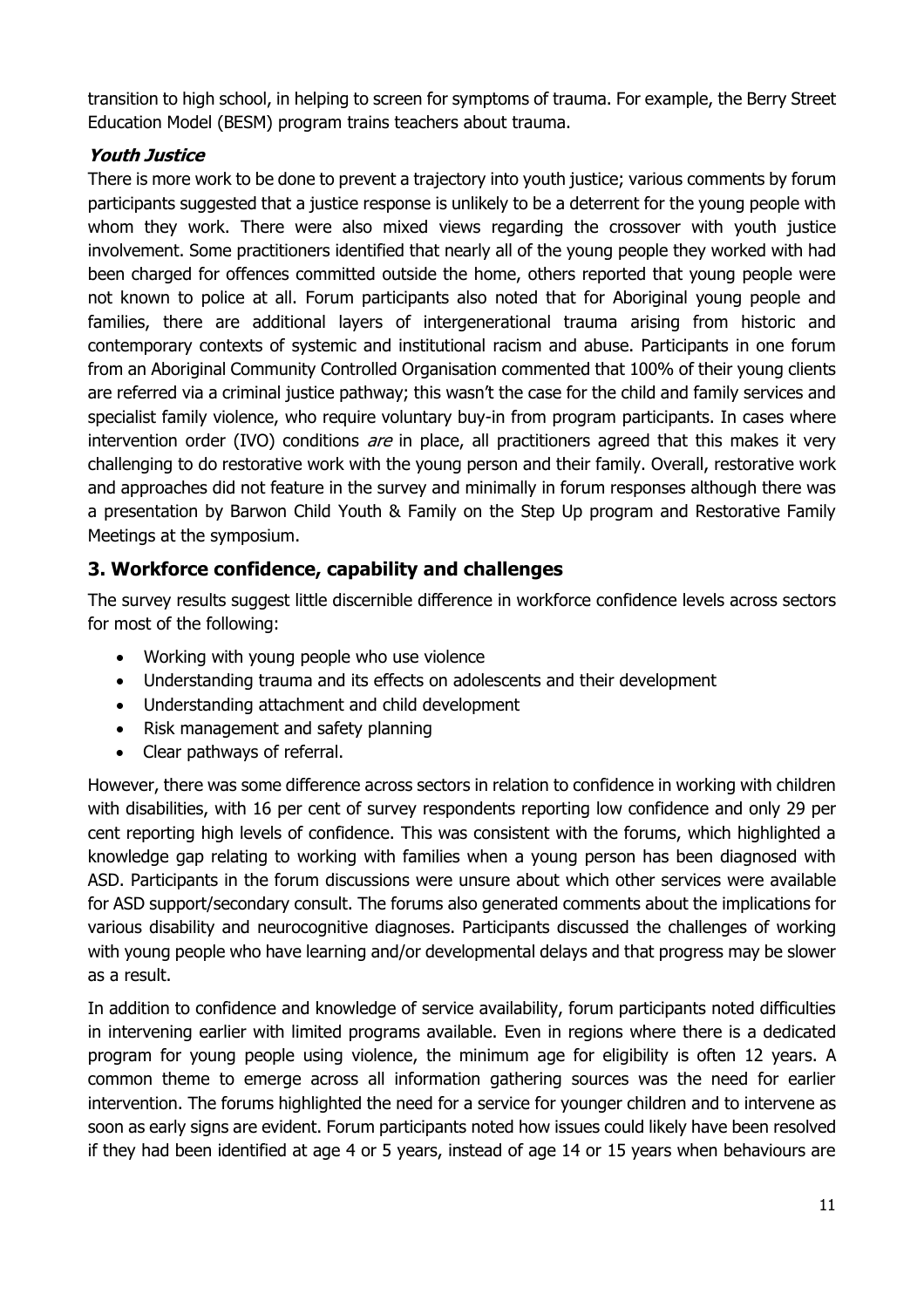transition to high school, in helping to screen for symptoms of trauma. For example, the Berry Street Education Model (BESM) program trains teachers about trauma.

### *Youth Justice*

There is more work to be done to prevent a trajectory into youth justice; various comments by forum participants suggested that a justice response is unlikely to be a deterrent for the young people with whom they work. There were also mixed views regarding the crossover with youth justice involvement. Some practitioners identified that nearly all of the young people they worked with had been charged for offences committed outside the home, others reported that young people were not known to police at all. Forum participants also noted that for Aboriginal young people and families, there are additional layers of intergenerational trauma arising from historic and contemporary contexts of systemic and institutional racism and abuse. Participants in one forum from an Aboriginal Community Controlled Organisation commented that 100% of their young clients are referred via a criminal justice pathway; this wasn't the case for the child and family services and specialist family violence, who require voluntary buy-in from program participants. In cases where intervention order (IVO) conditions *are* in place, all practitioners agreed that this makes it very challenging to do restorative work with the young person and their family. Overall, restorative work and approaches did not feature in the survey and minimally in forum responses although there was a presentation by Barwon Child Youth & Family on the Step Up program and Restorative Family Meetings at the symposium.

## 3. Workforce confidence, capability and challenges

The survey results suggest little discernible difference in workforce confidence levels across sectors for most of the following:

- Working with young people who use violence
- Understanding trauma and its effects on adolescents and their development
- Understanding attachment and child development
- Risk management and safety planning
- Clear pathways of referral.

However, there was some difference across sectors in relation to confidence in working with children with disabilities, with 16 per cent of survey respondents reporting low confidence and only 29 per cent reporting high levels of confidence. This was consistent with the forums, which highlighted a knowledge gap relating to working with families when a young person has been diagnosed with ASD. Participants in the forum discussions were unsure about which other services were available for ASD support/secondary consult. The forums also generated comments about the implications for various disability and neurocognitive diagnoses. Participants discussed the challenges of working with young people who have learning and/or developmental delays and that progress may be slower as a result.

In addition to confidence and knowledge of service availability, forum participants noted difficulties in intervening earlier with limited programs available. Even in regions where there is a dedicated program for young people using violence, the minimum age for eligibility is often 12 years. A common theme to emerge across all information gathering sources was the need for earlier intervention. The forums highlighted the need for a service for younger children and to intervene as soon as early signs are evident. Forum participants noted how issues could likely have been resolved if they had been identified at age 4 or 5 years, instead of age 14 or 15 years when behaviours are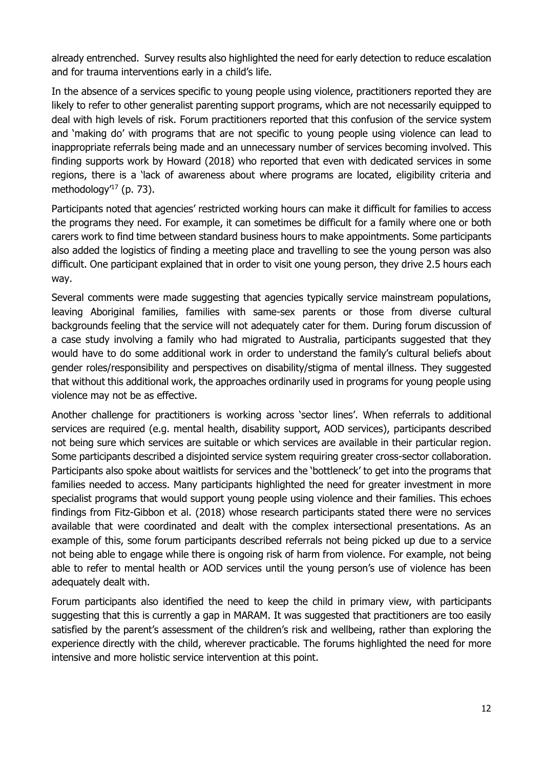already entrenched. Survey results also highlighted the need for early detection to reduce escalation and for trauma interventions early in a child's life.

In the absence of a services specific to young people using violence, practitioners reported they are likely to refer to other generalist parenting support programs, which are not necessarily equipped to deal with high levels of risk. Forum practitioners reported that this confusion of the service system and 'making do' with programs that are not specific to young people using violence can lead to inappropriate referrals being made and an unnecessary number of services becoming involved. This finding supports work by Howard (2018) who reported that even with dedicated services in some regions, there is a 'lack of awareness about where programs are located, eligibility criteria and methodology'[17] (p. 73).

Participants noted that agencies' restricted working hours can make it difficult for families to access the programs they need. For example, it can sometimes be difficult for a family where one or both carers work to find time between standard business hours to make appointments. Some participants also added the logistics of finding a meeting place and travelling to see the young person was also difficult. One participant explained that in order to visit one young person, they drive 2.5 hours each way.

Several comments were made suggesting that agencies typically service mainstream populations, leaving Aboriginal families, families with same-sex parents or those from diverse cultural backgrounds feeling that the service will not adequately cater for them. During forum discussion of a case study involving a family who had migrated to Australia, participants suggested that they would have to do some additional work in order to understand the family's cultural beliefs about gender roles/responsibility and perspectives on disability/stigma of mental illness. They suggested that without this additional work, the approaches ordinarily used in programs for young people using violence may not be as effective.

Another challenge for practitioners is working across 'sector lines'. When referrals to additional services are required (e.g. mental health, disability support, AOD services), participants described not being sure which services are suitable or which services are available in their particular region. Some participants described a disjointed service system requiring greater cross-sector collaboration. Participants also spoke about waitlists for services and the 'bottleneck' to get into the programs that families needed to access. Many participants highlighted the need for greater investment in more specialist programs that would support young people using violence and their families. This echoes findings from Fitz-Gibbon et al. (2018) whose research participants stated there were no services available that were coordinated and dealt with the complex intersectional presentations. As an example of this, some forum participants described referrals not being picked up due to a service not being able to engage while there is ongoing risk of harm from violence. For example, not being able to refer to mental health or AOD services until the young person's use of violence has been adequately dealt with.

Forum participants also identified the need to keep the child in primary view, with participants suggesting that this is currently a gap in MARAM. It was suggested that practitioners are too easily satisfied by the parent's assessment of the children's risk and wellbeing, rather than exploring the experience directly with the child, wherever practicable. The forums highlighted the need for more intensive and more holistic service intervention at this point.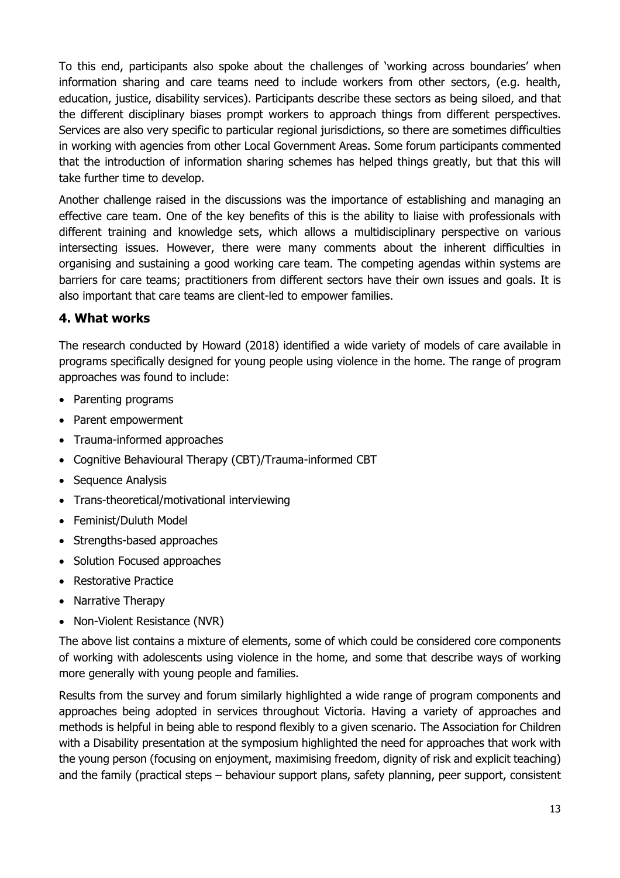To this end, participants also spoke about the challenges of 'working across boundaries' when information sharing and care teams need to include workers from other sectors, (e.g. health, education, justice, disability services). Participants describe these sectors as being siloed, and that the different disciplinary biases prompt workers to approach things from different perspectives. Services are also very specific to particular regional jurisdictions, so there are sometimes difficulties in working with agencies from other Local Government Areas. Some forum participants commented that the introduction of information sharing schemes has helped things greatly, but that this will take further time to develop.

Another challenge raised in the discussions was the importance of establishing and managing an effective care team. One of the key benefits of this is the ability to liaise with professionals with different training and knowledge sets, which allows a multidisciplinary perspective on various intersecting issues. However, there were many comments about the inherent difficulties in organising and sustaining a good working care team. The competing agendas within systems are barriers for care teams; practitioners from different sectors have their own issues and goals. It is also important that care teams are client-led to empower families.

## 4. What works

The research conducted by Howard (2018) identified a wide variety of models of care available in programs specifically designed for young people using violence in the home. The range of program approaches was found to include:

- Parenting programs
- Parent empowerment
- Trauma-informed approaches
- Cognitive Behavioural Therapy (CBT)/Trauma-informed CBT
- Sequence Analysis
- Trans-theoretical/motivational interviewing
- Feminist/Duluth Model
- Strengths-based approaches
- Solution Focused approaches
- Restorative Practice
- Narrative Therapy
- Non-Violent Resistance (NVR)

The above list contains a mixture of elements, some of which could be considered core components of working with adolescents using violence in the home, and some that describe ways of working more generally with young people and families.

Results from the survey and forum similarly highlighted a wide range of program components and approaches being adopted in services throughout Victoria. Having a variety of approaches and methods is helpful in being able to respond flexibly to a given scenario. The Association for Children with a Disability presentation at the symposium highlighted the need for approaches that work with the young person (focusing on enjoyment, maximising freedom, dignity of risk and explicit teaching) and the family (practical steps – behaviour support plans, safety planning, peer support, consistent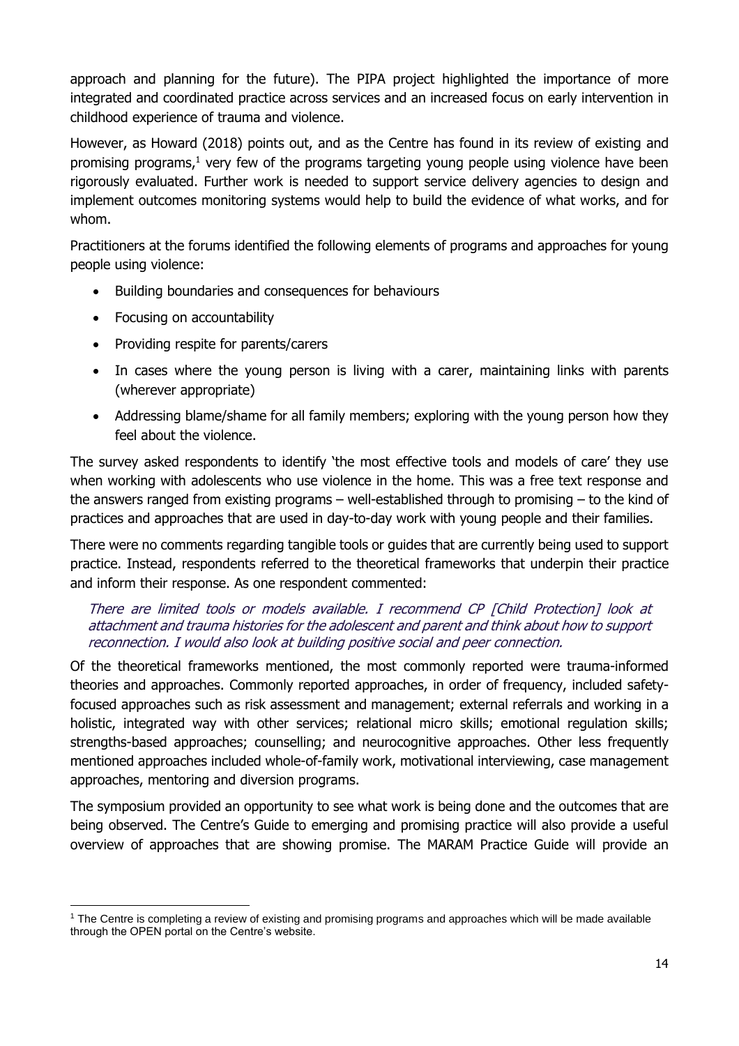approach and planning for the future). The PIPA project highlighted the importance of more integrated and coordinated practice across services and an increased focus on early intervention in childhood experience of trauma and violence.

However, as Howard (2018) points out, and as the Centre has found in its review of existing and promising programs,[1] very few of the programs targeting young people using violence have been rigorously evaluated. Further work is needed to support service delivery agencies to design and implement outcomes monitoring systems would help to build the evidence of what works, and for whom.

Practitioners at the forums identified the following elements of programs and approaches for young people using violence:

- Building boundaries and consequences for behaviours
- Focusing on accountability
- Providing respite for parents/carers
- In cases where the young person is living with a carer, maintaining links with parents (wherever appropriate)
- Addressing blame/shame for all family members; exploring with the young person how they feel about the violence.

The survey asked respondents to identify 'the most effective tools and models of care' they use when working with adolescents who use violence in the home. This was a free text response and the answers ranged from existing programs – well-established through to promising – to the kind of practices and approaches that are used in day-to-day work with young people and their families.

There were no comments regarding tangible tools or guides that are currently being used to support practice. Instead, respondents referred to the theoretical frameworks that underpin their practice and inform their response. As one respondent commented:

> *There are limited tools or models available. I recommend CP [Child Protection] look at attachment and trauma histories for the adolescent and parent and think about how to support reconnection. I would also look at building positive social and peer connection.*

Of the theoretical frameworks mentioned, the most commonly reported were trauma-informed theories and approaches. Commonly reported approaches, in order of frequency, included safety-focused approaches such as risk assessment and management; external referrals and working in a holistic, integrated way with other services; relational micro skills; emotional regulation skills; strengths-based approaches; counselling; and neurocognitive approaches. Other less frequently mentioned approaches included whole-of-family work, motivational interviewing, case management approaches, mentoring and diversion programs.

The symposium provided an opportunity to see what work is being done and the outcomes that are being observed. The Centre's Guide to emerging and promising practice will also provide a useful overview of approaches that are showing promise. The MARAM Practice Guide will provide an

[1] The Centre is completing a review of existing and promising programs and approaches which will be made available through the OPEN portal on the Centre's website.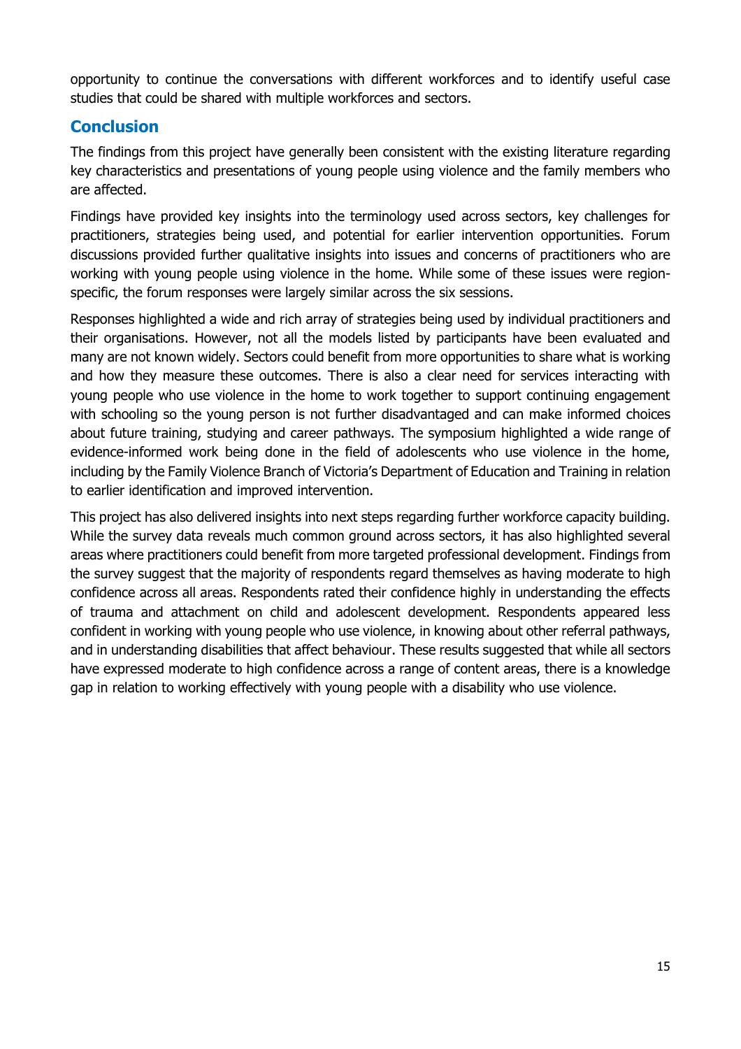opportunity to continue the conversations with different workforces and to identify useful case studies that could be shared with multiple workforces and sectors.

## Conclusion

The findings from this project have generally been consistent with the existing literature regarding key characteristics and presentations of young people using violence and the family members who are affected.

Findings have provided key insights into the terminology used across sectors, key challenges for practitioners, strategies being used, and potential for earlier intervention opportunities. Forum discussions provided further qualitative insights into issues and concerns of practitioners who are working with young people using violence in the home. While some of these issues were region-specific, the forum responses were largely similar across the six sessions.

Responses highlighted a wide and rich array of strategies being used by individual practitioners and their organisations. However, not all the models listed by participants have been evaluated and many are not known widely. Sectors could benefit from more opportunities to share what is working and how they measure these outcomes. There is also a clear need for services interacting with young people who use violence in the home to work together to support continuing engagement with schooling so the young person is not further disadvantaged and can make informed choices about future training, studying and career pathways. The symposium highlighted a wide range of evidence-informed work being done in the field of adolescents who use violence in the home, including by the Family Violence Branch of Victoria's Department of Education and Training in relation to earlier identification and improved intervention.

This project has also delivered insights into next steps regarding further workforce capacity building. While the survey data reveals much common ground across sectors, it has also highlighted several areas where practitioners could benefit from more targeted professional development. Findings from the survey suggest that the majority of respondents regard themselves as having moderate to high confidence across all areas. Respondents rated their confidence highly in understanding the effects of trauma and attachment on child and adolescent development. Respondents appeared less confident in working with young people who use violence, in knowing about other referral pathways, and in understanding disabilities that affect behaviour. These results suggested that while all sectors have expressed moderate to high confidence across a range of content areas, there is a knowledge gap in relation to working effectively with young people with a disability who use violence.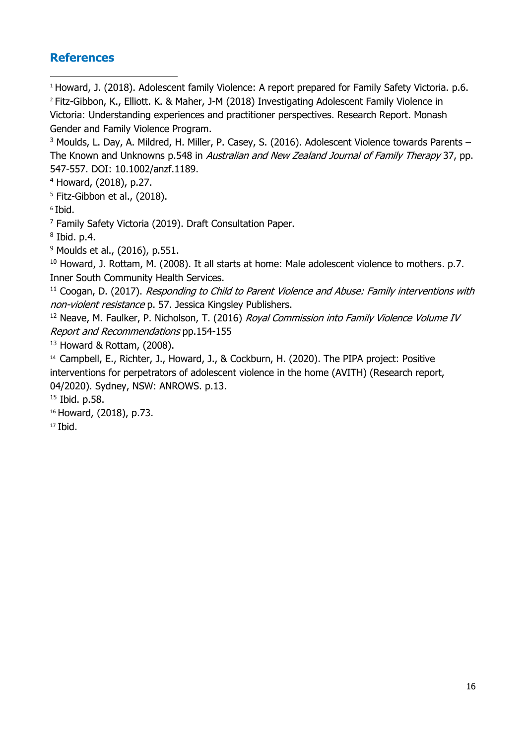## References

[1] Howard, J. (2018). Adolescent family Violence: A report prepared for Family Safety Victoria. p.6.

[2] Fitz-Gibbon, K., Elliott. K. & Maher, J-M (2018) Investigating Adolescent Family Violence in Victoria: Understanding experiences and practitioner perspectives. Research Report. Monash Gender and Family Violence Program.

[3] Moulds, L. Day, A. Mildred, H. Miller, P. Casey, S. (2016). Adolescent Violence towards Parents – The Known and Unknowns p.548 in *Australian and New Zealand Journal of Family Therapy* 37, pp. 547-557. DOI: 10.1002/anzf.1189.

[4] Howard, (2018), p.27.

[5] Fitz-Gibbon et al., (2018).

[6] Ibid.

[7] Family Safety Victoria (2019). Draft Consultation Paper.

[8] Ibid. p.4.

[9] Moulds et al., (2016), p.551.

[10] Howard, J. Rottam, M. (2008). It all starts at home: Male adolescent violence to mothers. p.7. Inner South Community Health Services.

[11] Coogan, D. (2017). *Responding to Child to Parent Violence and Abuse: Family interventions with non-violent resistance* p. 57. Jessica Kingsley Publishers.

[12] Neave, M. Faulker, P. Nicholson, T. (2016) *Royal Commission into Family Violence Volume IV Report and Recommendations* pp.154-155

[13] Howard & Rottam, (2008).

[14] Campbell, E., Richter, J., Howard, J., & Cockburn, H. (2020). The PIPA project: Positive interventions for perpetrators of adolescent violence in the home (AVITH) (Research report, 04/2020). Sydney, NSW: ANROWS. p.13.

[15] Ibid. p.58.

[16] Howard, (2018), p.73.

[17] Ibid.